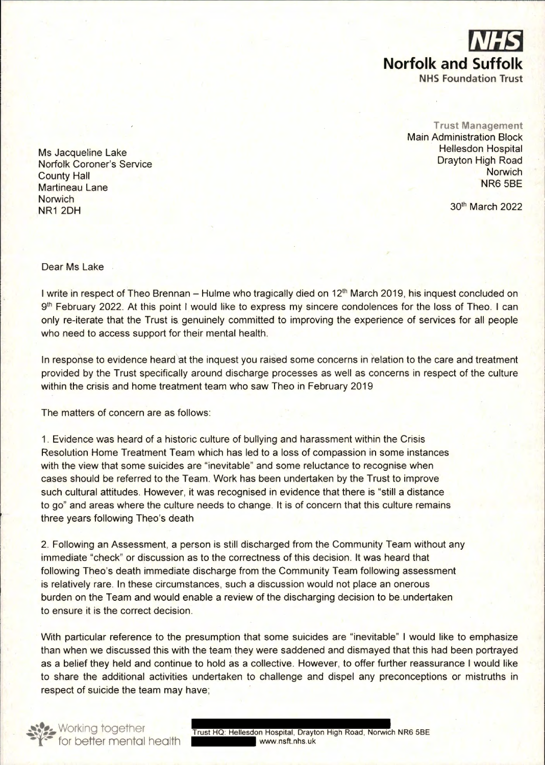**NHS**
**Norfolk and Suffolk**
NHS Foundation Trust

Trust Management
Main Administration Block
Hellesdon Hospital
Drayton High Road
Norwich
NR6 5BE

30th March 2022

Ms Jacqueline Lake
Norfolk Coroner's Service
County Hall
Martineau Lane
Norwich
NR1 2DH

Dear Ms Lake

I write in respect of Theo Brennan – Hulme who tragically died on 12th March 2019, his inquest concluded on 9th February 2022. At this point I would like to express my sincere condolences for the loss of Theo. I can only re-iterate that the Trust is genuinely committed to improving the experience of services for all people who need to access support for their mental health.

In response to evidence heard at the inquest you raised some concerns in relation to the care and treatment provided by the Trust specifically around discharge processes as well as concerns in respect of the culture within the crisis and home treatment team who saw Theo in February 2019

The matters of concern are as follows:

1. Evidence was heard of a historic culture of bullying and harassment within the Crisis Resolution Home Treatment Team which has led to a loss of compassion in some instances with the view that some suicides are "inevitable" and some reluctance to recognise when cases should be referred to the Team. Work has been undertaken by the Trust to improve such cultural attitudes. However, it was recognised in evidence that there is "still a distance to go" and areas where the culture needs to change. It is of concern that this culture remains three years following Theo's death

2. Following an Assessment, a person is still discharged from the Community Team without any immediate "check" or discussion as to the correctness of this decision. It was heard that following Theo's death immediate discharge from the Community Team following assessment is relatively rare. In these circumstances, such a discussion would not place an onerous burden on the Team and would enable a review of the discharging decision to be undertaken to ensure it is the correct decision.

With particular reference to the presumption that some suicides are "inevitable" I would like to emphasize than when we discussed this with the team they were saddened and dismayed that this had been portrayed as a belief they held and continue to hold as a collective. However, to offer further reassurance I would like to share the additional activities undertaken to challenge and dispel any preconceptions or mistruths in respect of suicide the team may have;

Working together for better mental health

Trust HQ: Hellesdon Hospital, Drayton High Road, Norwich NR6 5BE
www.nsft.nhs.uk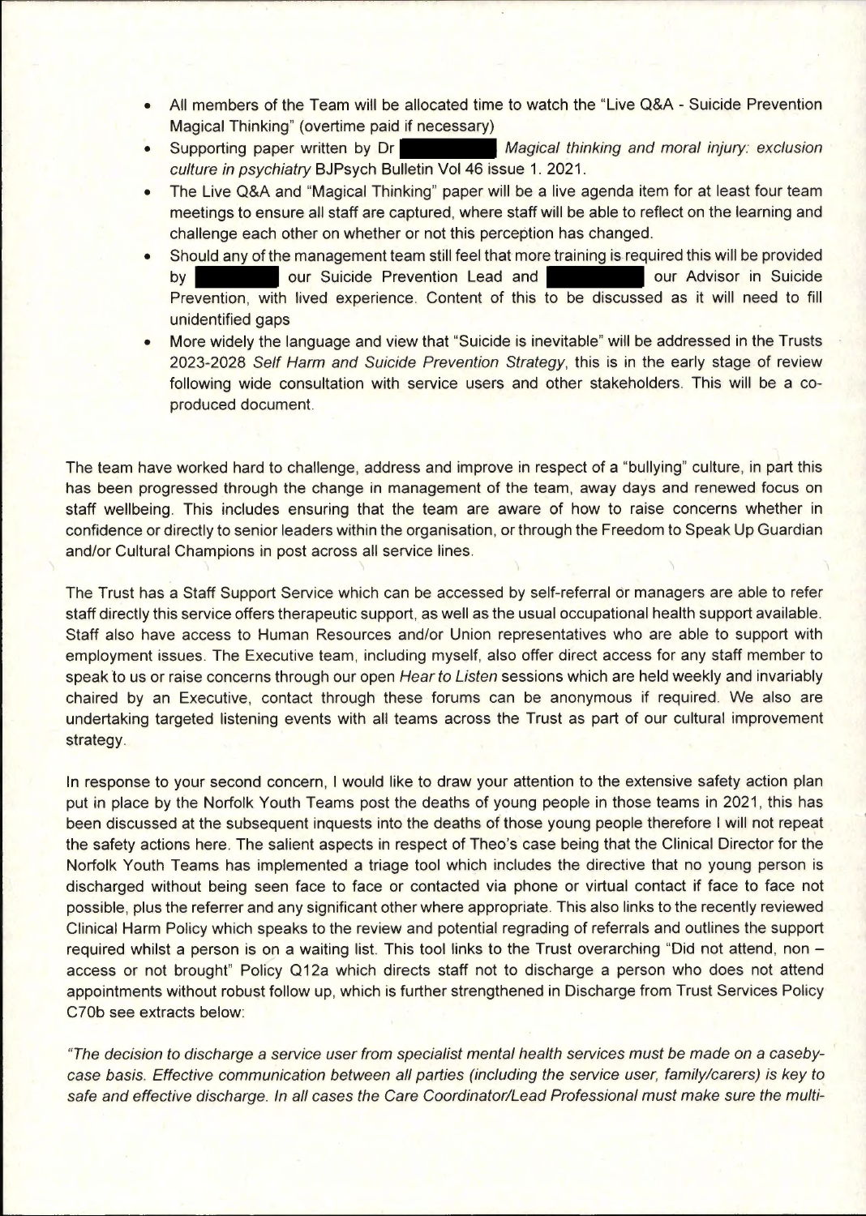- All members of the Team will be allocated time to watch the "Live Q&A - Suicide Prevention Magical Thinking" (overtime paid if necessary)
- Supporting paper written by Dr ████████ *Magical thinking and moral injury: exclusion culture in psychiatry* BJPsych Bulletin Vol 46 issue 1. 2021.
- The Live Q&A and "Magical Thinking" paper will be a live agenda item for at least four team meetings to ensure all staff are captured, where staff will be able to reflect on the learning and challenge each other on whether or not this perception has changed.
- Should any of the management team still feel that more training is required this will be provided by ████████ our Suicide Prevention Lead and ████████ our Advisor in Suicide Prevention, with lived experience. Content of this to be discussed as it will need to fill unidentified gaps
- More widely the language and view that "Suicide is inevitable" will be addressed in the Trusts 2023-2028 *Self Harm and Suicide Prevention Strategy*, this is in the early stage of review following wide consultation with service users and other stakeholders. This will be a co-produced document.

The team have worked hard to challenge, address and improve in respect of a "bullying" culture, in part this has been progressed through the change in management of the team, away days and renewed focus on staff wellbeing. This includes ensuring that the team are aware of how to raise concerns whether in confidence or directly to senior leaders within the organisation, or through the Freedom to Speak Up Guardian and/or Cultural Champions in post across all service lines.

The Trust has a Staff Support Service which can be accessed by self-referral or managers are able to refer staff directly this service offers therapeutic support, as well as the usual occupational health support available. Staff also have access to Human Resources and/or Union representatives who are able to support with employment issues. The Executive team, including myself, also offer direct access for any staff member to speak to us or raise concerns through our open *Hear to Listen* sessions which are held weekly and invariably chaired by an Executive, contact through these forums can be anonymous if required. We also are undertaking targeted listening events with all teams across the Trust as part of our cultural improvement strategy.

In response to your second concern, I would like to draw your attention to the extensive safety action plan put in place by the Norfolk Youth Teams post the deaths of young people in those teams in 2021, this has been discussed at the subsequent inquests into the deaths of those young people therefore I will not repeat the safety actions here. The salient aspects in respect of Theo's case being that the Clinical Director for the Norfolk Youth Teams has implemented a triage tool which includes the directive that no young person is discharged without being seen face to face or contacted via phone or virtual contact if face to face not possible, plus the referrer and any significant other where appropriate. This also links to the recently reviewed Clinical Harm Policy which speaks to the review and potential regrading of referrals and outlines the support required whilst a person is on a waiting list. This tool links to the Trust overarching "Did not attend, non – access or not brought" Policy Q12a which directs staff not to discharge a person who does not attend appointments without robust follow up, which is further strengthened in Discharge from Trust Services Policy C70b see extracts below:

*"The decision to discharge a service user from specialist mental health services must be made on a caseby-case basis. Effective communication between all parties (including the service user, family/carers) is key to safe and effective discharge. In all cases the Care Coordinator/Lead Professional must make sure the multi-*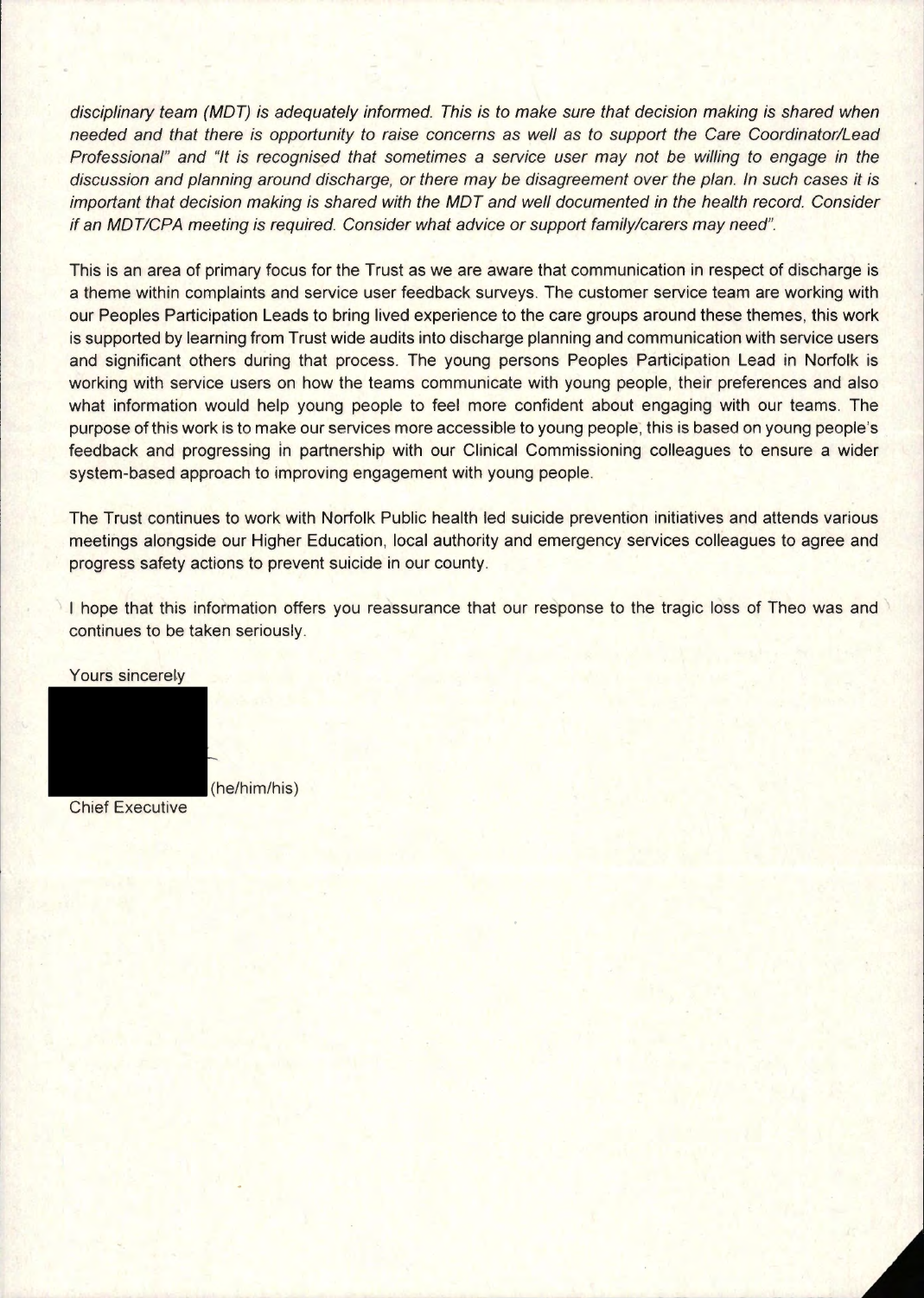*disciplinary team (MDT) is adequately informed. This is to make sure that decision making is shared when needed and that there is opportunity to raise concerns as well as to support the Care Coordinator/Lead Professional" and "It is recognised that sometimes a service user may not be willing to engage in the discussion and planning around discharge, or there may be disagreement over the plan. In such cases it is important that decision making is shared with the MDT and well documented in the health record. Consider if an MDT/CPA meeting is required. Consider what advice or support family/carers may need".*

This is an area of primary focus for the Trust as we are aware that communication in respect of discharge is a theme within complaints and service user feedback surveys. The customer service team are working with our Peoples Participation Leads to bring lived experience to the care groups around these themes, this work is supported by learning from Trust wide audits into discharge planning and communication with service users and significant others during that process. The young persons Peoples Participation Lead in Norfolk is working with service users on how the teams communicate with young people, their preferences and also what information would help young people to feel more confident about engaging with our teams. The purpose of this work is to make our services more accessible to young people, this is based on young people's feedback and progressing in partnership with our Clinical Commissioning colleagues to ensure a wider system-based approach to improving engagement with young people.

The Trust continues to work with Norfolk Public health led suicide prevention initiatives and attends various meetings alongside our Higher Education, local authority and emergency services colleagues to agree and progress safety actions to prevent suicide in our county.

I hope that this information offers you reassurance that our response to the tragic loss of Theo was and continues to be taken seriously.

Yours sincerely

(he/him/his)

Chief Executive